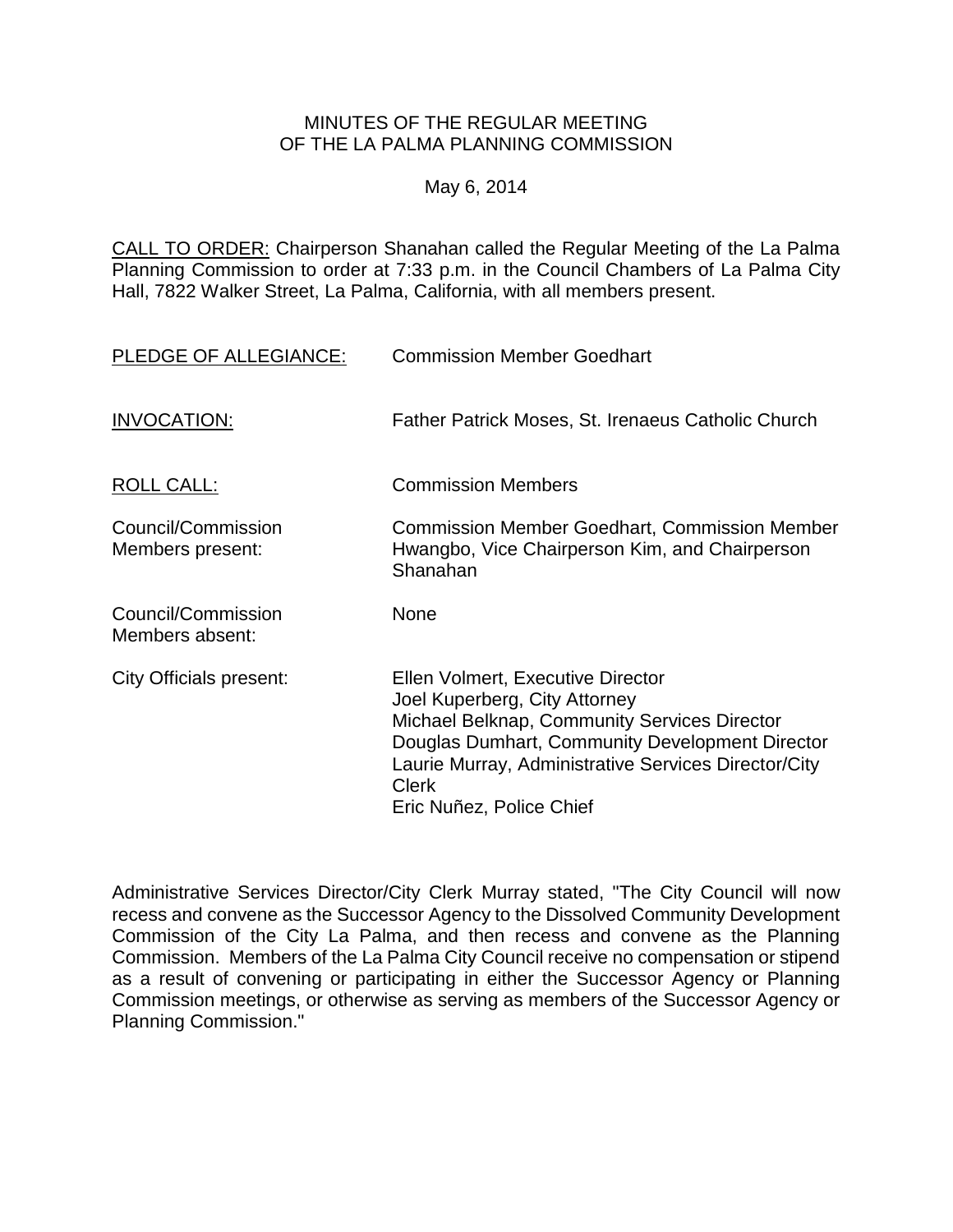# MINUTES OF THE REGULAR MEETING OF THE LA PALMA PLANNING COMMISSION

May 6, 2014

CALL TO ORDER: Chairperson Shanahan called the Regular Meeting of the La Palma Planning Commission to order at 7:33 p.m. in the Council Chambers of La Palma City Hall, 7822 Walker Street, La Palma, California, with all members present.

| | |
|---|---|
| PLEDGE OF ALLEGIANCE: | Commission Member Goedhart |
| INVOCATION: | Father Patrick Moses, St. Irenaeus Catholic Church |
| ROLL CALL: | Commission Members |
| Council/Commission Members present: | Commission Member Goedhart, Commission Member Hwangbo, Vice Chairperson Kim, and Chairperson Shanahan |
| Council/Commission Members absent: | None |
| City Officials present: | Ellen Volmert, Executive Director<br>Joel Kuperberg, City Attorney<br>Michael Belknap, Community Services Director<br>Douglas Dumhart, Community Development Director<br>Laurie Murray, Administrative Services Director/City Clerk<br>Eric Nuñez, Police Chief |

Administrative Services Director/City Clerk Murray stated, "The City Council will now recess and convene as the Successor Agency to the Dissolved Community Development Commission of the City La Palma, and then recess and convene as the Planning Commission. Members of the La Palma City Council receive no compensation or stipend as a result of convening or participating in either the Successor Agency or Planning Commission meetings, or otherwise as serving as members of the Successor Agency or Planning Commission."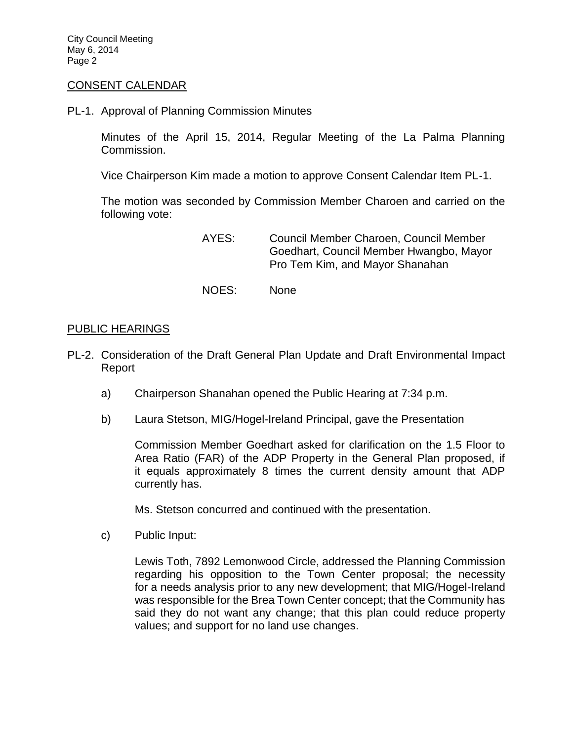## CONSENT CALENDAR

PL-1. Approval of Planning Commission Minutes

Minutes of the April 15, 2014, Regular Meeting of the La Palma Planning Commission.

Vice Chairperson Kim made a motion to approve Consent Calendar Item PL-1.

The motion was seconded by Commission Member Charoen and carried on the following vote:

AYES: Council Member Charoen, Council Member Goedhart, Council Member Hwangbo, Mayor Pro Tem Kim, and Mayor Shanahan

NOES: None

## PUBLIC HEARINGS

PL-2. Consideration of the Draft General Plan Update and Draft Environmental Impact Report

a) Chairperson Shanahan opened the Public Hearing at 7:34 p.m.

b) Laura Stetson, MIG/Hogel-Ireland Principal, gave the Presentation

Commission Member Goedhart asked for clarification on the 1.5 Floor to Area Ratio (FAR) of the ADP Property in the General Plan proposed, if it equals approximately 8 times the current density amount that ADP currently has.

Ms. Stetson concurred and continued with the presentation.

c) Public Input:

Lewis Toth, 7892 Lemonwood Circle, addressed the Planning Commission regarding his opposition to the Town Center proposal; the necessity for a needs analysis prior to any new development; that MIG/Hogel-Ireland was responsible for the Brea Town Center concept; that the Community has said they do not want any change; that this plan could reduce property values; and support for no land use changes.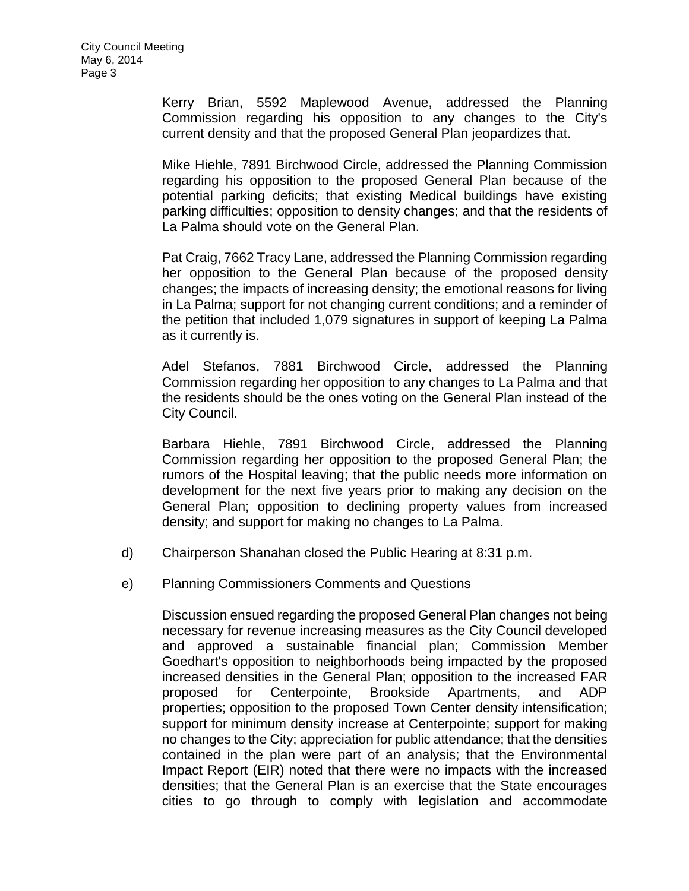Kerry Brian, 5592 Maplewood Avenue, addressed the Planning Commission regarding his opposition to any changes to the City's current density and that the proposed General Plan jeopardizes that.

Mike Hiehle, 7891 Birchwood Circle, addressed the Planning Commission regarding his opposition to the proposed General Plan because of the potential parking deficits; that existing Medical buildings have existing parking difficulties; opposition to density changes; and that the residents of La Palma should vote on the General Plan.

Pat Craig, 7662 Tracy Lane, addressed the Planning Commission regarding her opposition to the General Plan because of the proposed density changes; the impacts of increasing density; the emotional reasons for living in La Palma; support for not changing current conditions; and a reminder of the petition that included 1,079 signatures in support of keeping La Palma as it currently is.

Adel Stefanos, 7881 Birchwood Circle, addressed the Planning Commission regarding her opposition to any changes to La Palma and that the residents should be the ones voting on the General Plan instead of the City Council.

Barbara Hiehle, 7891 Birchwood Circle, addressed the Planning Commission regarding her opposition to the proposed General Plan; the rumors of the Hospital leaving; that the public needs more information on development for the next five years prior to making any decision on the General Plan; opposition to declining property values from increased density; and support for making no changes to La Palma.

d) Chairperson Shanahan closed the Public Hearing at 8:31 p.m.

e) Planning Commissioners Comments and Questions

Discussion ensued regarding the proposed General Plan changes not being necessary for revenue increasing measures as the City Council developed and approved a sustainable financial plan; Commission Member Goedhart's opposition to neighborhoods being impacted by the proposed increased densities in the General Plan; opposition to the increased FAR proposed for Centerpointe, Brookside Apartments, and ADP properties; opposition to the proposed Town Center density intensification; support for minimum density increase at Centerpointe; support for making no changes to the City; appreciation for public attendance; that the densities contained in the plan were part of an analysis; that the Environmental Impact Report (EIR) noted that there were no impacts with the increased densities; that the General Plan is an exercise that the State encourages cities to go through to comply with legislation and accommodate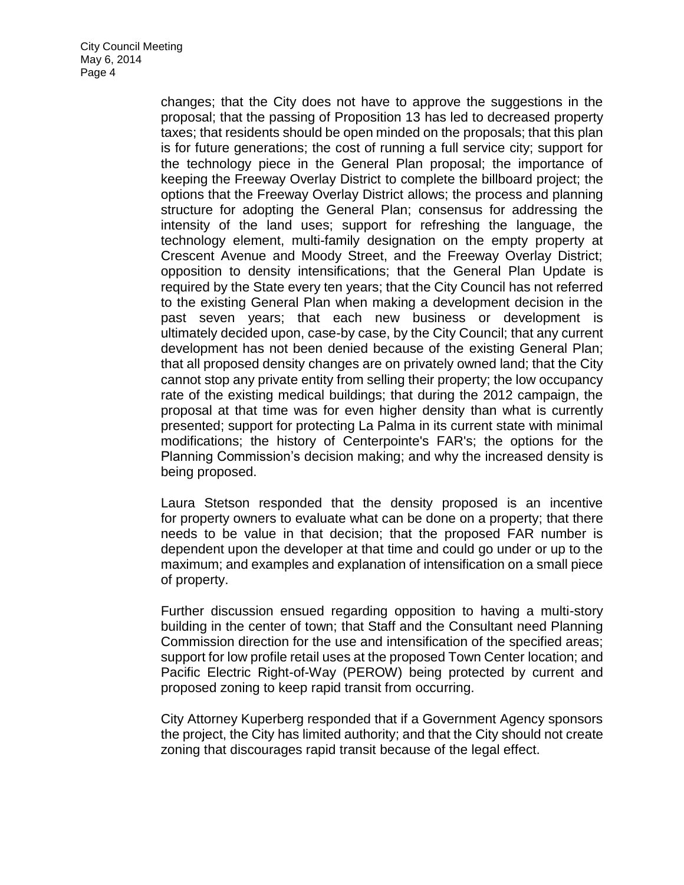changes; that the City does not have to approve the suggestions in the proposal; that the passing of Proposition 13 has led to decreased property taxes; that residents should be open minded on the proposals; that this plan is for future generations; the cost of running a full service city; support for the technology piece in the General Plan proposal; the importance of keeping the Freeway Overlay District to complete the billboard project; the options that the Freeway Overlay District allows; the process and planning structure for adopting the General Plan; consensus for addressing the intensity of the land uses; support for refreshing the language, the technology element, multi-family designation on the empty property at Crescent Avenue and Moody Street, and the Freeway Overlay District; opposition to density intensifications; that the General Plan Update is required by the State every ten years; that the City Council has not referred to the existing General Plan when making a development decision in the past seven years; that each new business or development is ultimately decided upon, case-by case, by the City Council; that any current development has not been denied because of the existing General Plan; that all proposed density changes are on privately owned land; that the City cannot stop any private entity from selling their property; the low occupancy rate of the existing medical buildings; that during the 2012 campaign, the proposal at that time was for even higher density than what is currently presented; support for protecting La Palma in its current state with minimal modifications; the history of Centerpointe's FAR's; the options for the Planning Commission's decision making; and why the increased density is being proposed.

Laura Stetson responded that the density proposed is an incentive for property owners to evaluate what can be done on a property; that there needs to be value in that decision; that the proposed FAR number is dependent upon the developer at that time and could go under or up to the maximum; and examples and explanation of intensification on a small piece of property.

Further discussion ensued regarding opposition to having a multi-story building in the center of town; that Staff and the Consultant need Planning Commission direction for the use and intensification of the specified areas; support for low profile retail uses at the proposed Town Center location; and Pacific Electric Right-of-Way (PEROW) being protected by current and proposed zoning to keep rapid transit from occurring.

City Attorney Kuperberg responded that if a Government Agency sponsors the project, the City has limited authority; and that the City should not create zoning that discourages rapid transit because of the legal effect.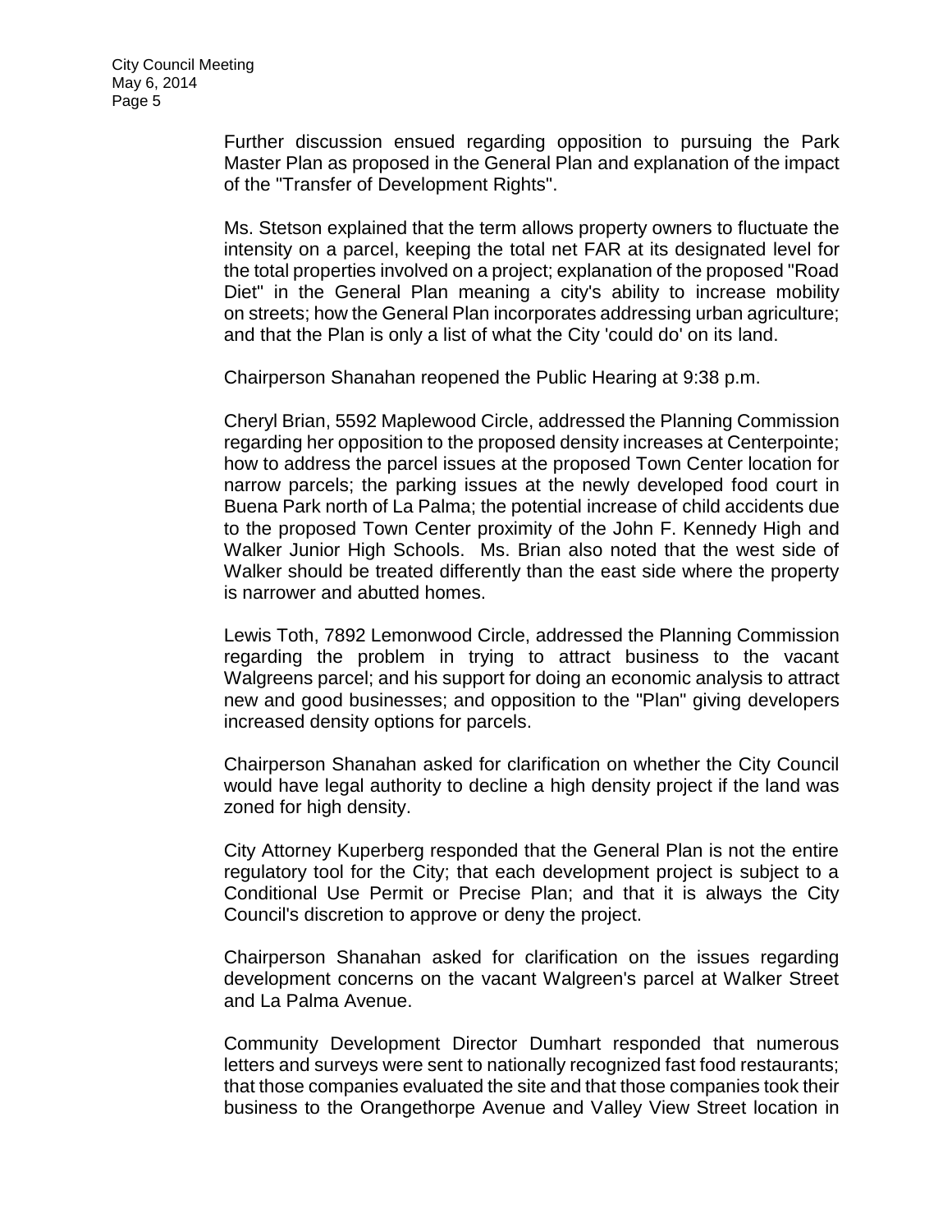Further discussion ensued regarding opposition to pursuing the Park Master Plan as proposed in the General Plan and explanation of the impact of the "Transfer of Development Rights".

Ms. Stetson explained that the term allows property owners to fluctuate the intensity on a parcel, keeping the total net FAR at its designated level for the total properties involved on a project; explanation of the proposed "Road Diet" in the General Plan meaning a city's ability to increase mobility on streets; how the General Plan incorporates addressing urban agriculture; and that the Plan is only a list of what the City 'could do' on its land.

Chairperson Shanahan reopened the Public Hearing at 9:38 p.m.

Cheryl Brian, 5592 Maplewood Circle, addressed the Planning Commission regarding her opposition to the proposed density increases at Centerpointe; how to address the parcel issues at the proposed Town Center location for narrow parcels; the parking issues at the newly developed food court in Buena Park north of La Palma; the potential increase of child accidents due to the proposed Town Center proximity of the John F. Kennedy High and Walker Junior High Schools. Ms. Brian also noted that the west side of Walker should be treated differently than the east side where the property is narrower and abutted homes.

Lewis Toth, 7892 Lemonwood Circle, addressed the Planning Commission regarding the problem in trying to attract business to the vacant Walgreens parcel; and his support for doing an economic analysis to attract new and good businesses; and opposition to the "Plan" giving developers increased density options for parcels.

Chairperson Shanahan asked for clarification on whether the City Council would have legal authority to decline a high density project if the land was zoned for high density.

City Attorney Kuperberg responded that the General Plan is not the entire regulatory tool for the City; that each development project is subject to a Conditional Use Permit or Precise Plan; and that it is always the City Council's discretion to approve or deny the project.

Chairperson Shanahan asked for clarification on the issues regarding development concerns on the vacant Walgreen's parcel at Walker Street and La Palma Avenue.

Community Development Director Dumhart responded that numerous letters and surveys were sent to nationally recognized fast food restaurants; that those companies evaluated the site and that those companies took their business to the Orangethorpe Avenue and Valley View Street location in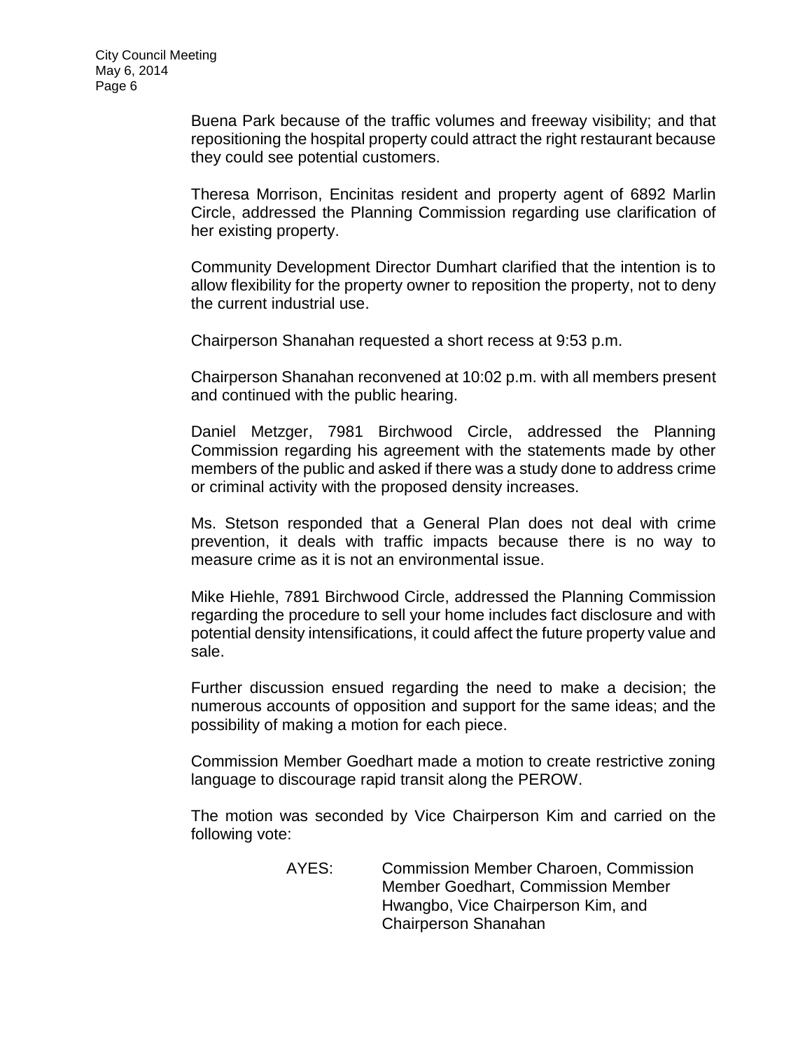Buena Park because of the traffic volumes and freeway visibility; and that repositioning the hospital property could attract the right restaurant because they could see potential customers.

Theresa Morrison, Encinitas resident and property agent of 6892 Marlin Circle, addressed the Planning Commission regarding use clarification of her existing property.

Community Development Director Dumhart clarified that the intention is to allow flexibility for the property owner to reposition the property, not to deny the current industrial use.

Chairperson Shanahan requested a short recess at 9:53 p.m.

Chairperson Shanahan reconvened at 10:02 p.m. with all members present and continued with the public hearing.

Daniel Metzger, 7981 Birchwood Circle, addressed the Planning Commission regarding his agreement with the statements made by other members of the public and asked if there was a study done to address crime or criminal activity with the proposed density increases.

Ms. Stetson responded that a General Plan does not deal with crime prevention, it deals with traffic impacts because there is no way to measure crime as it is not an environmental issue.

Mike Hiehle, 7891 Birchwood Circle, addressed the Planning Commission regarding the procedure to sell your home includes fact disclosure and with potential density intensifications, it could affect the future property value and sale.

Further discussion ensued regarding the need to make a decision; the numerous accounts of opposition and support for the same ideas; and the possibility of making a motion for each piece.

Commission Member Goedhart made a motion to create restrictive zoning language to discourage rapid transit along the PEROW.

The motion was seconded by Vice Chairperson Kim and carried on the following vote:

AYES: Commission Member Charoen, Commission Member Goedhart, Commission Member Hwangbo, Vice Chairperson Kim, and Chairperson Shanahan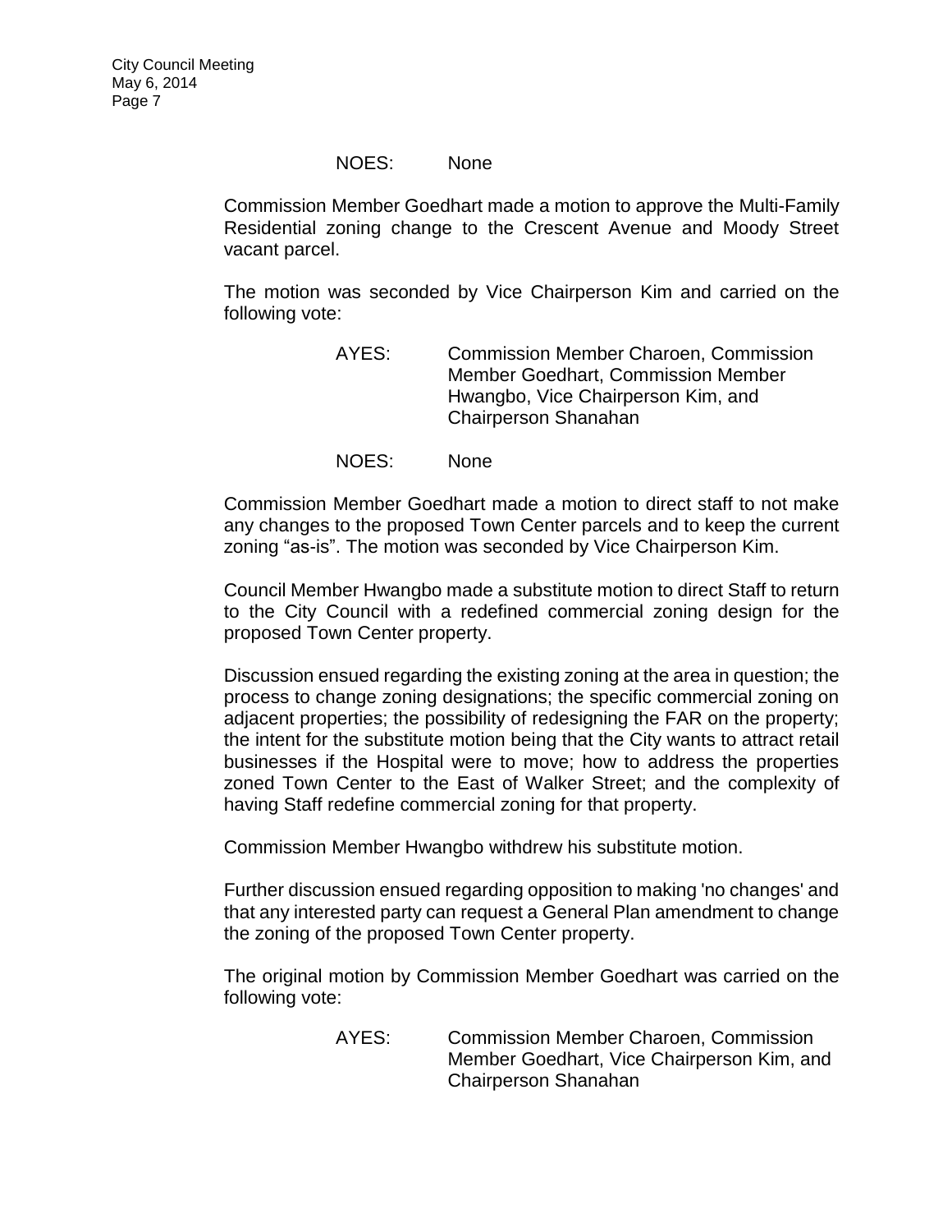NOES: None

Commission Member Goedhart made a motion to approve the Multi-Family Residential zoning change to the Crescent Avenue and Moody Street vacant parcel.

The motion was seconded by Vice Chairperson Kim and carried on the following vote:

AYES: Commission Member Charoen, Commission Member Goedhart, Commission Member Hwangbo, Vice Chairperson Kim, and Chairperson Shanahan

NOES: None

Commission Member Goedhart made a motion to direct staff to not make any changes to the proposed Town Center parcels and to keep the current zoning "as-is". The motion was seconded by Vice Chairperson Kim.

Council Member Hwangbo made a substitute motion to direct Staff to return to the City Council with a redefined commercial zoning design for the proposed Town Center property.

Discussion ensued regarding the existing zoning at the area in question; the process to change zoning designations; the specific commercial zoning on adjacent properties; the possibility of redesigning the FAR on the property; the intent for the substitute motion being that the City wants to attract retail businesses if the Hospital were to move; how to address the properties zoned Town Center to the East of Walker Street; and the complexity of having Staff redefine commercial zoning for that property.

Commission Member Hwangbo withdrew his substitute motion.

Further discussion ensued regarding opposition to making 'no changes' and that any interested party can request a General Plan amendment to change the zoning of the proposed Town Center property.

The original motion by Commission Member Goedhart was carried on the following vote:

AYES: Commission Member Charoen, Commission Member Goedhart, Vice Chairperson Kim, and Chairperson Shanahan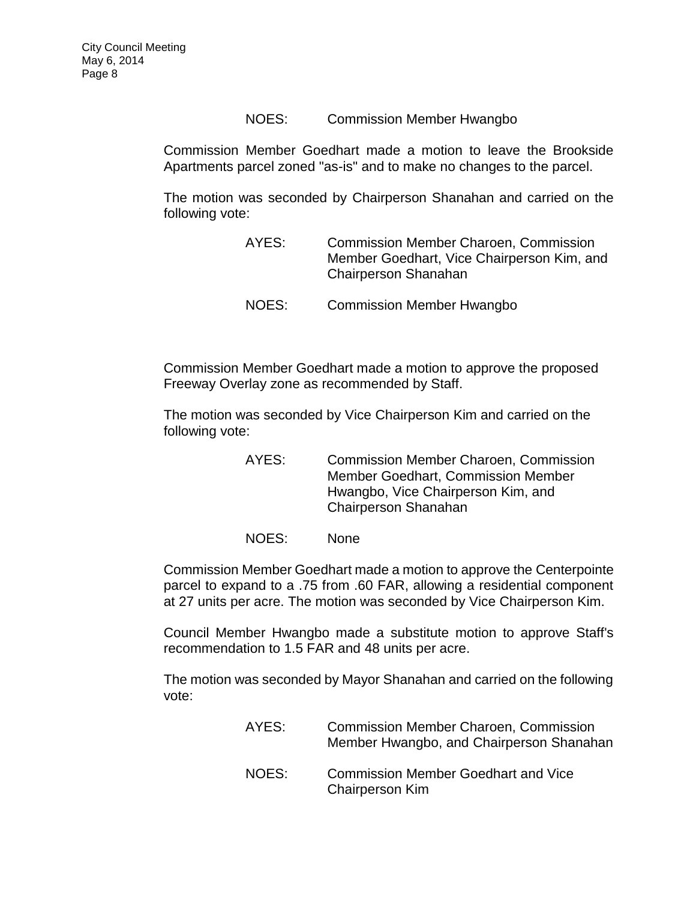NOES: Commission Member Hwangbo

Commission Member Goedhart made a motion to leave the Brookside Apartments parcel zoned "as-is" and to make no changes to the parcel.

The motion was seconded by Chairperson Shanahan and carried on the following vote:

AYES: Commission Member Charoen, Commission Member Goedhart, Vice Chairperson Kim, and Chairperson Shanahan

NOES: Commission Member Hwangbo

Commission Member Goedhart made a motion to approve the proposed Freeway Overlay zone as recommended by Staff.

The motion was seconded by Vice Chairperson Kim and carried on the following vote:

AYES: Commission Member Charoen, Commission Member Goedhart, Commission Member Hwangbo, Vice Chairperson Kim, and Chairperson Shanahan

NOES: None

Commission Member Goedhart made a motion to approve the Centerpointe parcel to expand to a .75 from .60 FAR, allowing a residential component at 27 units per acre. The motion was seconded by Vice Chairperson Kim.

Council Member Hwangbo made a substitute motion to approve Staff's recommendation to 1.5 FAR and 48 units per acre.

The motion was seconded by Mayor Shanahan and carried on the following vote:

AYES: Commission Member Charoen, Commission Member Hwangbo, and Chairperson Shanahan

NOES: Commission Member Goedhart and Vice Chairperson Kim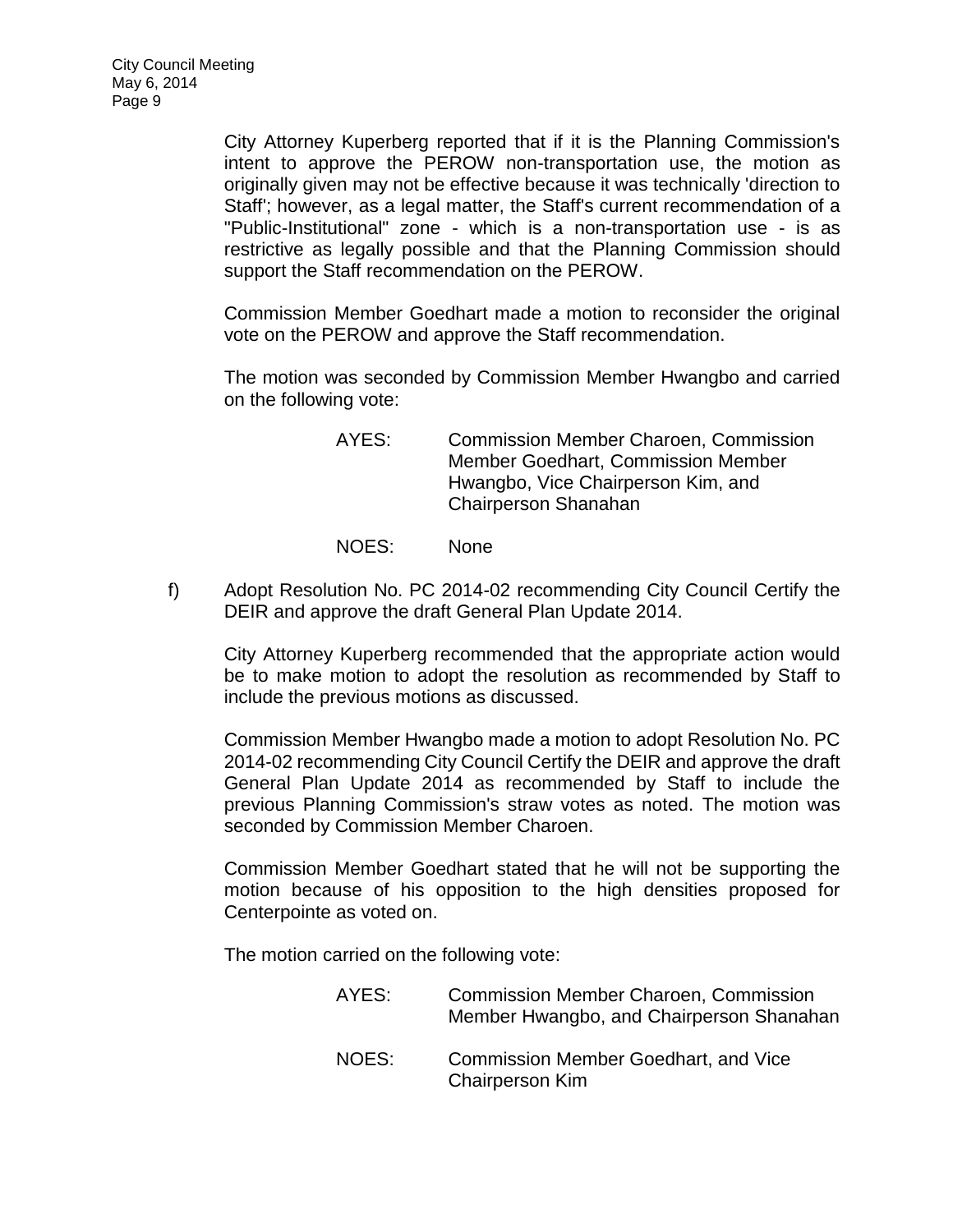City Attorney Kuperberg reported that if it is the Planning Commission's intent to approve the PEROW non-transportation use, the motion as originally given may not be effective because it was technically 'direction to Staff'; however, as a legal matter, the Staff's current recommendation of a "Public-Institutional" zone - which is a non-transportation use - is as restrictive as legally possible and that the Planning Commission should support the Staff recommendation on the PEROW.

Commission Member Goedhart made a motion to reconsider the original vote on the PEROW and approve the Staff recommendation.

The motion was seconded by Commission Member Hwangbo and carried on the following vote:

AYES: Commission Member Charoen, Commission Member Goedhart, Commission Member Hwangbo, Vice Chairperson Kim, and Chairperson Shanahan

NOES: None

f) Adopt Resolution No. PC 2014-02 recommending City Council Certify the DEIR and approve the draft General Plan Update 2014.

City Attorney Kuperberg recommended that the appropriate action would be to make motion to adopt the resolution as recommended by Staff to include the previous motions as discussed.

Commission Member Hwangbo made a motion to adopt Resolution No. PC 2014-02 recommending City Council Certify the DEIR and approve the draft General Plan Update 2014 as recommended by Staff to include the previous Planning Commission's straw votes as noted. The motion was seconded by Commission Member Charoen.

Commission Member Goedhart stated that he will not be supporting the motion because of his opposition to the high densities proposed for Centerpointe as voted on.

The motion carried on the following vote:

AYES: Commission Member Charoen, Commission Member Hwangbo, and Chairperson Shanahan

NOES: Commission Member Goedhart, and Vice Chairperson Kim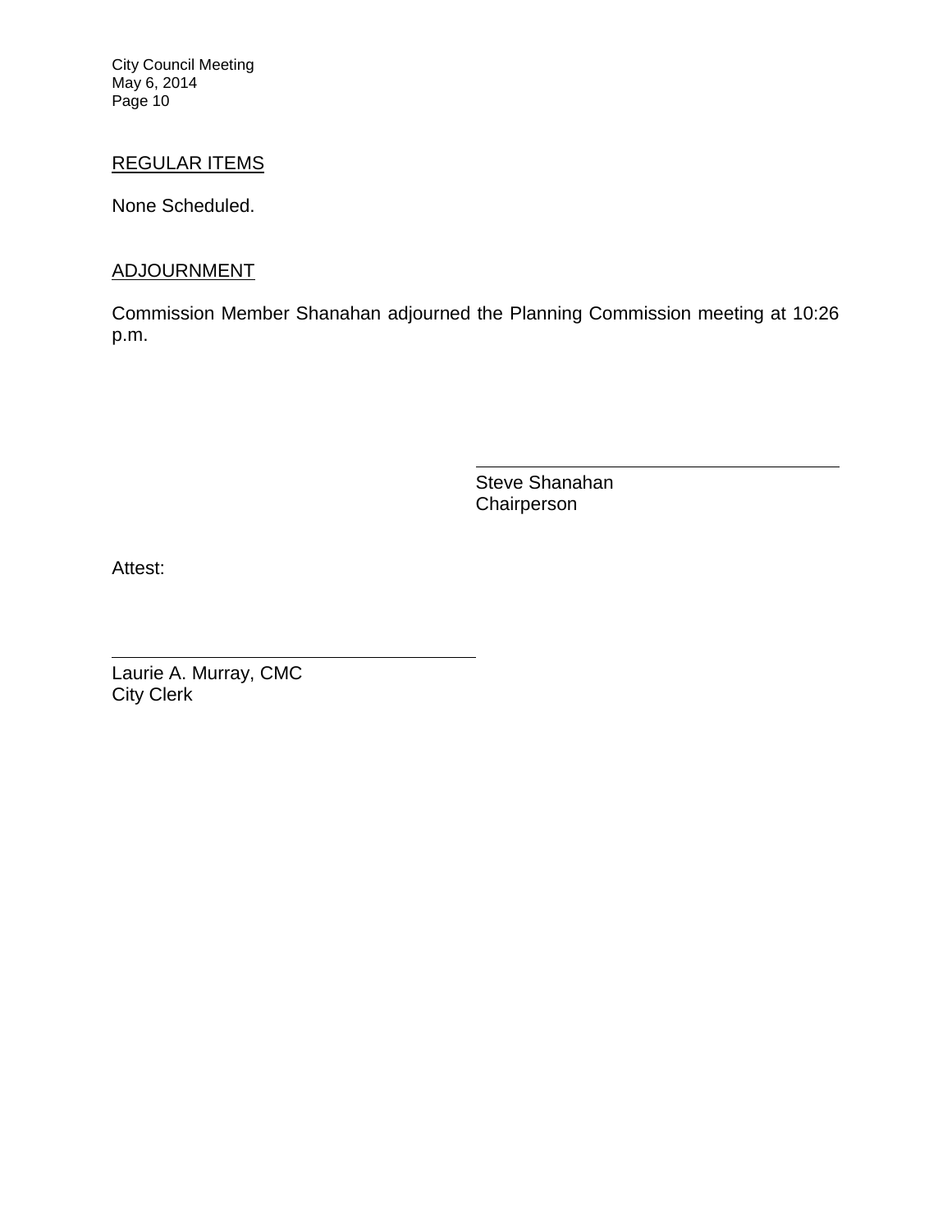## REGULAR ITEMS

None Scheduled.

## ADJOURNMENT

Commission Member Shanahan adjourned the Planning Commission meeting at 10:26 p.m.

\_\_\_\_\_\_\_\_\_\_\_\_\_\_\_\_\_\_\_\_\_\_\_\_\_\_\_\_\_\_\_\_\_\_\_\_

Steve Shanahan
Chairperson

Attest:

\_\_\_\_\_\_\_\_\_\_\_\_\_\_\_\_\_\_\_\_\_\_\_\_\_\_\_\_\_\_\_\_\_\_\_\_

Laurie A. Murray, CMC
City Clerk